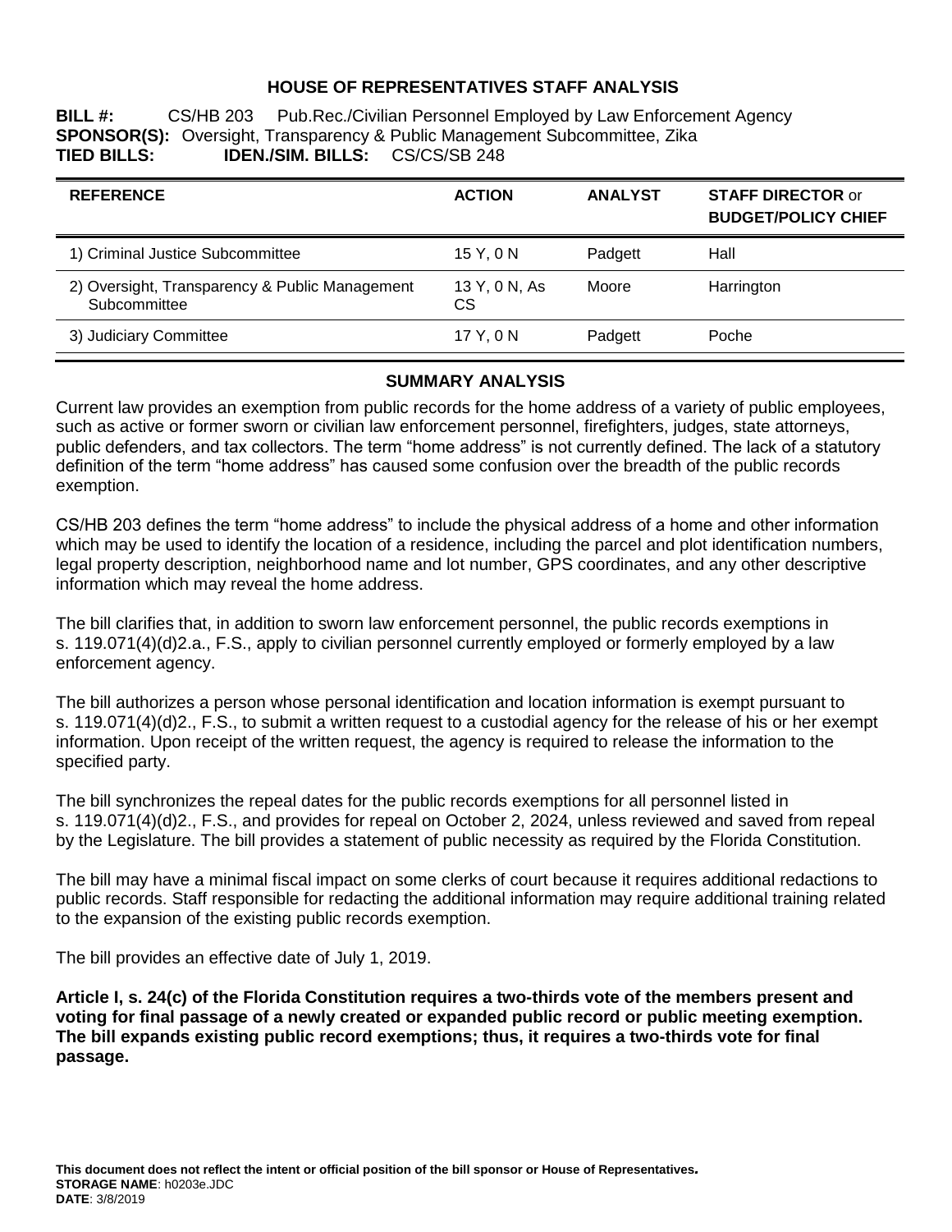# HOUSE OF REPRESENTATIVES STAFF ANALYSIS

**BILL #:** CS/HB 203 Pub.Rec./Civilian Personnel Employed by Law Enforcement Agency
**SPONSOR(S):** Oversight, Transparency & Public Management Subcommittee, Zika
**TIED BILLS:** **IDEN./SIM. BILLS:** CS/CS/SB 248

| REFERENCE | ACTION | ANALYST | STAFF DIRECTOR or BUDGET/POLICY CHIEF |
|---|---|---|---|
| 1) Criminal Justice Subcommittee | 15 Y, 0 N | Padgett | Hall |
| 2) Oversight, Transparency & Public Management Subcommittee | 13 Y, 0 N, As CS | Moore | Harrington |
| 3) Judiciary Committee | 17 Y, 0 N | Padgett | Poche |

## SUMMARY ANALYSIS

Current law provides an exemption from public records for the home address of a variety of public employees, such as active or former sworn or civilian law enforcement personnel, firefighters, judges, state attorneys, public defenders, and tax collectors. The term "home address" is not currently defined. The lack of a statutory definition of the term "home address" has caused some confusion over the breadth of the public records exemption.

CS/HB 203 defines the term "home address" to include the physical address of a home and other information which may be used to identify the location of a residence, including the parcel and plot identification numbers, legal property description, neighborhood name and lot number, GPS coordinates, and any other descriptive information which may reveal the home address.

The bill clarifies that, in addition to sworn law enforcement personnel, the public records exemptions in s. 119.071(4)(d)2.a., F.S., apply to civilian personnel currently employed or formerly employed by a law enforcement agency.

The bill authorizes a person whose personal identification and location information is exempt pursuant to s. 119.071(4)(d)2., F.S., to submit a written request to a custodial agency for the release of his or her exempt information. Upon receipt of the written request, the agency is required to release the information to the specified party.

The bill synchronizes the repeal dates for the public records exemptions for all personnel listed in s. 119.071(4)(d)2., F.S., and provides for repeal on October 2, 2024, unless reviewed and saved from repeal by the Legislature. The bill provides a statement of public necessity as required by the Florida Constitution.

The bill may have a minimal fiscal impact on some clerks of court because it requires additional redactions to public records. Staff responsible for redacting the additional information may require additional training related to the expansion of the existing public records exemption.

The bill provides an effective date of July 1, 2019.

**Article I, s. 24(c) of the Florida Constitution requires a two-thirds vote of the members present and voting for final passage of a newly created or expanded public record or public meeting exemption. The bill expands existing public record exemptions; thus, it requires a two-thirds vote for final passage.**

**This document does not reflect the intent or official position of the bill sponsor or House of Representatives.**
**STORAGE NAME**: h0203e.JDC
**DATE**: 3/8/2019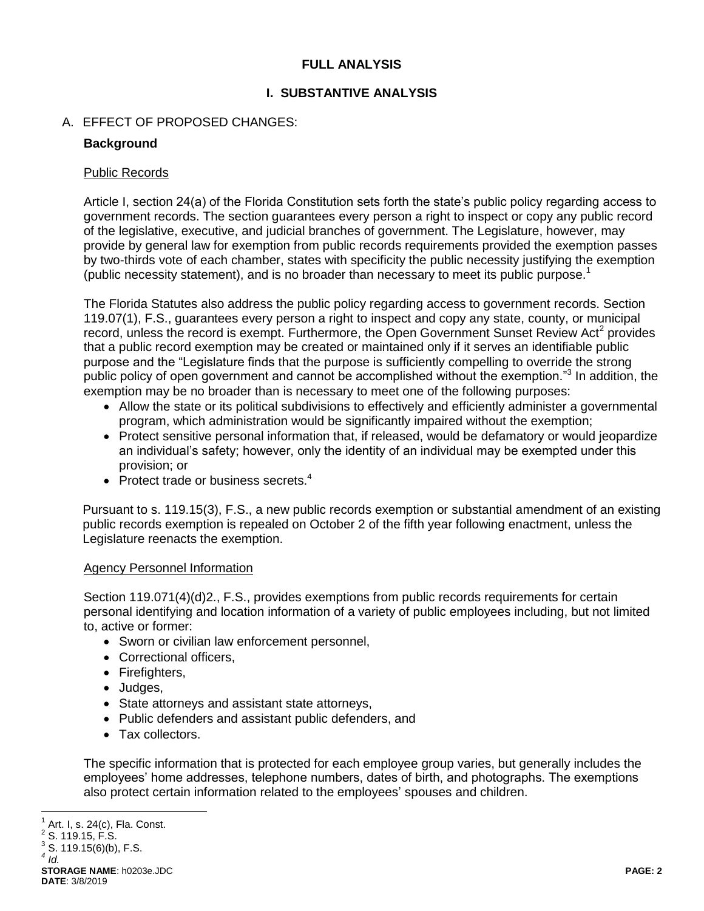# FULL ANALYSIS

## I. SUBSTANTIVE ANALYSIS

A. EFFECT OF PROPOSED CHANGES:

**Background**

Public Records

Article I, section 24(a) of the Florida Constitution sets forth the state's public policy regarding access to government records. The section guarantees every person a right to inspect or copy any public record of the legislative, executive, and judicial branches of government. The Legislature, however, may provide by general law for exemption from public records requirements provided the exemption passes by two-thirds vote of each chamber, states with specificity the public necessity justifying the exemption (public necessity statement), and is no broader than necessary to meet its public purpose.[1]

The Florida Statutes also address the public policy regarding access to government records. Section 119.07(1), F.S., guarantees every person a right to inspect and copy any state, county, or municipal record, unless the record is exempt. Furthermore, the Open Government Sunset Review Act[2] provides that a public record exemption may be created or maintained only if it serves an identifiable public purpose and the "Legislature finds that the purpose is sufficiently compelling to override the strong public policy of open government and cannot be accomplished without the exemption."[3] In addition, the exemption may be no broader than is necessary to meet one of the following purposes:

- Allow the state or its political subdivisions to effectively and efficiently administer a governmental program, which administration would be significantly impaired without the exemption;
- Protect sensitive personal information that, if released, would be defamatory or would jeopardize an individual's safety; however, only the identity of an individual may be exempted under this provision; or
- Protect trade or business secrets.[4]

Pursuant to s. 119.15(3), F.S., a new public records exemption or substantial amendment of an existing public records exemption is repealed on October 2 of the fifth year following enactment, unless the Legislature reenacts the exemption.

Agency Personnel Information

Section 119.071(4)(d)2., F.S., provides exemptions from public records requirements for certain personal identifying and location information of a variety of public employees including, but not limited to, active or former:

- Sworn or civilian law enforcement personnel,
- Correctional officers,
- Firefighters,
- Judges,
- State attorneys and assistant state attorneys,
- Public defenders and assistant public defenders, and
- Tax collectors.

The specific information that is protected for each employee group varies, but generally includes the employees' home addresses, telephone numbers, dates of birth, and photographs. The exemptions also protect certain information related to the employees' spouses and children.

---

[1] Art. I, s. 24(c), Fla. Const.
[2] S. 119.15, F.S.
[3] S. 119.15(6)(b), F.S.
[4] *Id.*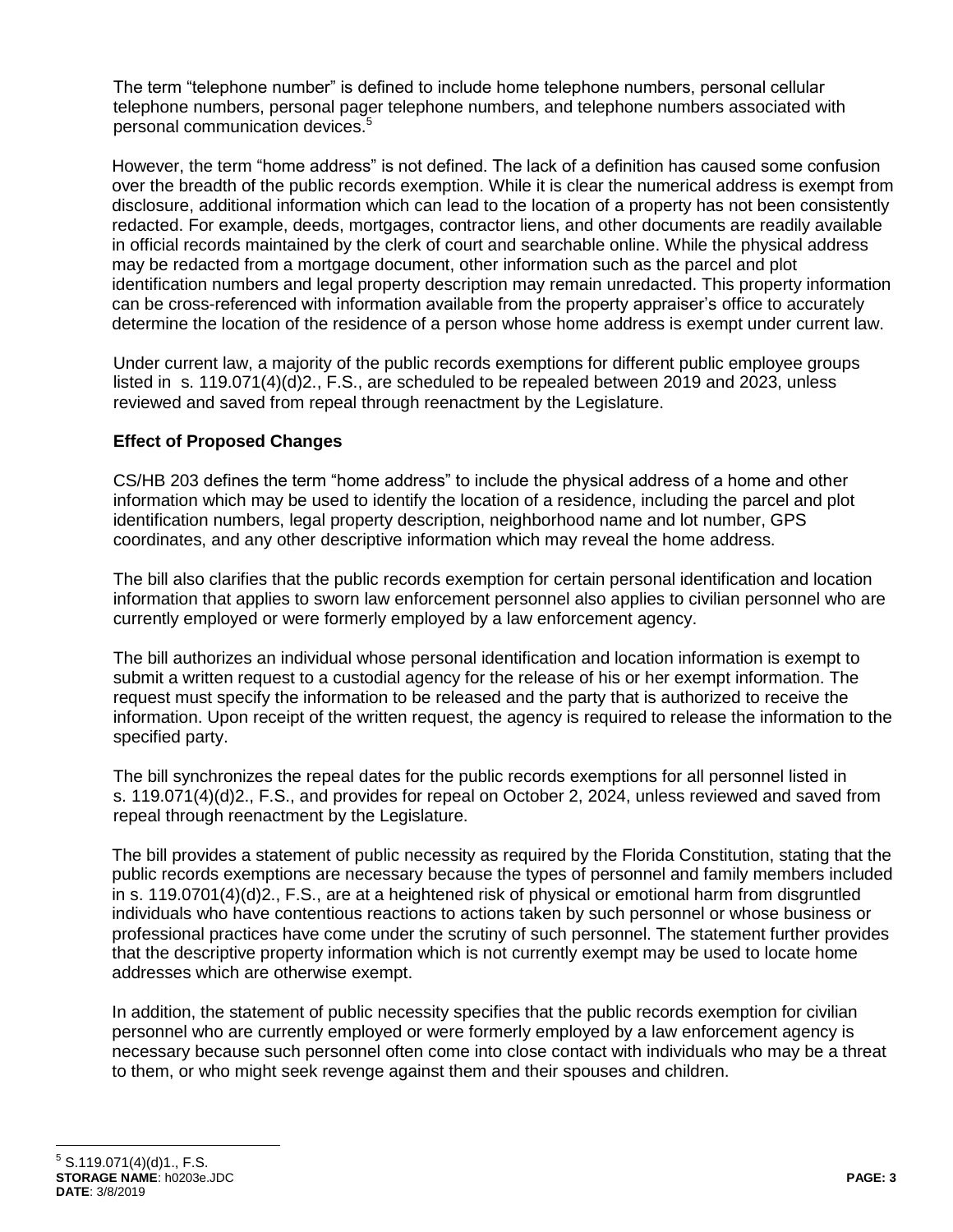The term "telephone number" is defined to include home telephone numbers, personal cellular telephone numbers, personal pager telephone numbers, and telephone numbers associated with personal communication devices.[5]

However, the term "home address" is not defined. The lack of a definition has caused some confusion over the breadth of the public records exemption. While it is clear the numerical address is exempt from disclosure, additional information which can lead to the location of a property has not been consistently redacted. For example, deeds, mortgages, contractor liens, and other documents are readily available in official records maintained by the clerk of court and searchable online. While the physical address may be redacted from a mortgage document, other information such as the parcel and plot identification numbers and legal property description may remain unredacted. This property information can be cross-referenced with information available from the property appraiser's office to accurately determine the location of the residence of a person whose home address is exempt under current law.

Under current law, a majority of the public records exemptions for different public employee groups listed in s. 119.071(4)(d)2., F.S., are scheduled to be repealed between 2019 and 2023, unless reviewed and saved from repeal through reenactment by the Legislature.

**Effect of Proposed Changes**

CS/HB 203 defines the term "home address" to include the physical address of a home and other information which may be used to identify the location of a residence, including the parcel and plot identification numbers, legal property description, neighborhood name and lot number, GPS coordinates, and any other descriptive information which may reveal the home address.

The bill also clarifies that the public records exemption for certain personal identification and location information that applies to sworn law enforcement personnel also applies to civilian personnel who are currently employed or were formerly employed by a law enforcement agency.

The bill authorizes an individual whose personal identification and location information is exempt to submit a written request to a custodial agency for the release of his or her exempt information. The request must specify the information to be released and the party that is authorized to receive the information. Upon receipt of the written request, the agency is required to release the information to the specified party.

The bill synchronizes the repeal dates for the public records exemptions for all personnel listed in s. 119.071(4)(d)2., F.S., and provides for repeal on October 2, 2024, unless reviewed and saved from repeal through reenactment by the Legislature.

The bill provides a statement of public necessity as required by the Florida Constitution, stating that the public records exemptions are necessary because the types of personnel and family members included in s. 119.0701(4)(d)2., F.S., are at a heightened risk of physical or emotional harm from disgruntled individuals who have contentious reactions to actions taken by such personnel or whose business or professional practices have come under the scrutiny of such personnel. The statement further provides that the descriptive property information which is not currently exempt may be used to locate home addresses which are otherwise exempt.

In addition, the statement of public necessity specifies that the public records exemption for civilian personnel who are currently employed or were formerly employed by a law enforcement agency is necessary because such personnel often come into close contact with individuals who may be a threat to them, or who might seek revenge against them and their spouses and children.

[5] S.119.071(4)(d)1., F.S.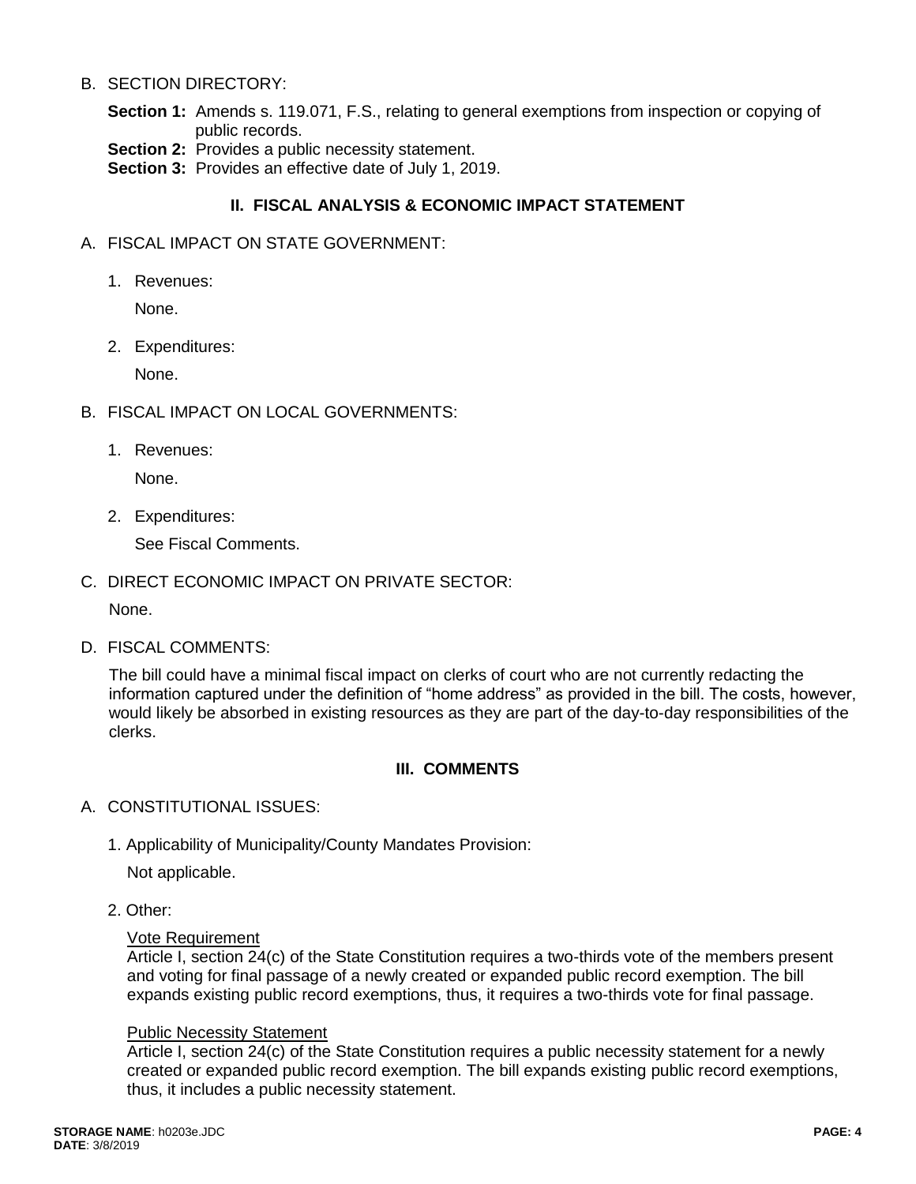B. SECTION DIRECTORY:

**Section 1:** Amends s. 119.071, F.S., relating to general exemptions from inspection or copying of public records.
**Section 2:** Provides a public necessity statement.
**Section 3:** Provides an effective date of July 1, 2019.

## II. FISCAL ANALYSIS & ECONOMIC IMPACT STATEMENT

A. FISCAL IMPACT ON STATE GOVERNMENT:

1. Revenues:

   None.

2. Expenditures:

   None.

B. FISCAL IMPACT ON LOCAL GOVERNMENTS:

1. Revenues:

   None.

2. Expenditures:

   See Fiscal Comments.

C. DIRECT ECONOMIC IMPACT ON PRIVATE SECTOR:

None.

D. FISCAL COMMENTS:

The bill could have a minimal fiscal impact on clerks of court who are not currently redacting the information captured under the definition of "home address" as provided in the bill. The costs, however, would likely be absorbed in existing resources as they are part of the day-to-day responsibilities of the clerks.

## III. COMMENTS

A. CONSTITUTIONAL ISSUES:

1. Applicability of Municipality/County Mandates Provision:

   Not applicable.

2. Other:

   Vote Requirement
   Article I, section 24(c) of the State Constitution requires a two-thirds vote of the members present and voting for final passage of a newly created or expanded public record exemption. The bill expands existing public record exemptions, thus, it requires a two-thirds vote for final passage.

   Public Necessity Statement
   Article I, section 24(c) of the State Constitution requires a public necessity statement for a newly created or expanded public record exemption. The bill expands existing public record exemptions, thus, it includes a public necessity statement.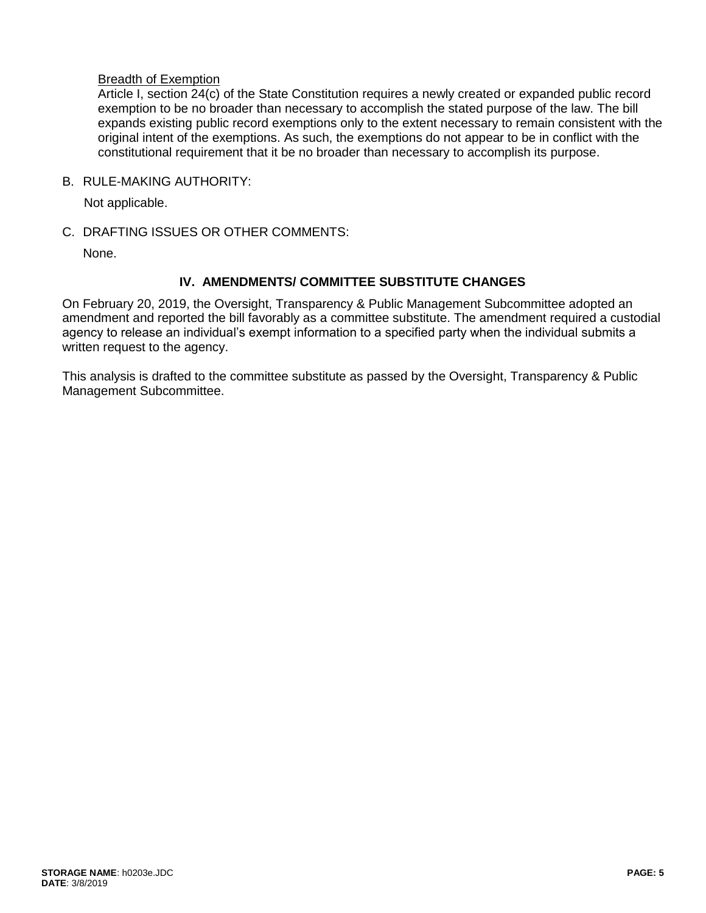Breadth of Exemption

Article I, section 24(c) of the State Constitution requires a newly created or expanded public record exemption to be no broader than necessary to accomplish the stated purpose of the law. The bill expands existing public record exemptions only to the extent necessary to remain consistent with the original intent of the exemptions. As such, the exemptions do not appear to be in conflict with the constitutional requirement that it be no broader than necessary to accomplish its purpose.

B. RULE-MAKING AUTHORITY:

Not applicable.

C. DRAFTING ISSUES OR OTHER COMMENTS:

None.

## IV. AMENDMENTS/ COMMITTEE SUBSTITUTE CHANGES

On February 20, 2019, the Oversight, Transparency & Public Management Subcommittee adopted an amendment and reported the bill favorably as a committee substitute. The amendment required a custodial agency to release an individual's exempt information to a specified party when the individual submits a written request to the agency.

This analysis is drafted to the committee substitute as passed by the Oversight, Transparency & Public Management Subcommittee.